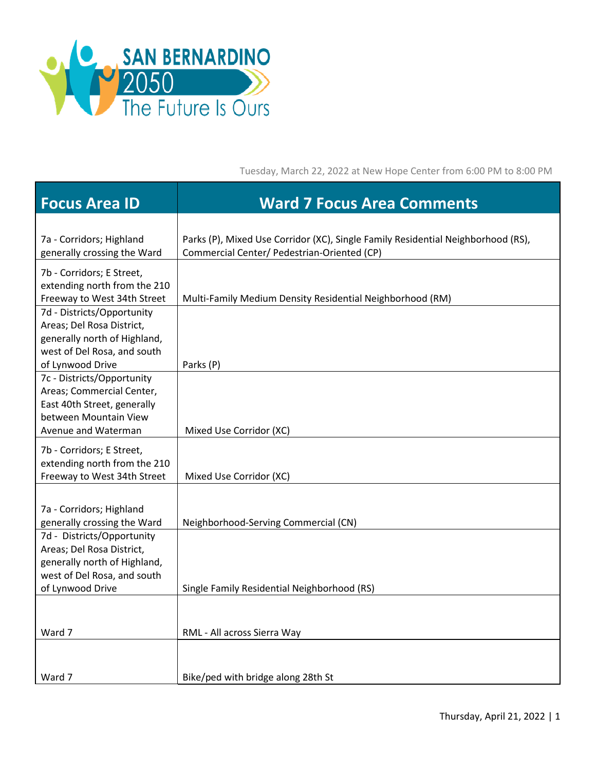SAN BERNARDINO 2050 The Future Is Ours

Tuesday, March 22, 2022 at New Hope Center from 6:00 PM to 8:00 PM

| Focus Area ID | Ward 7 Focus Area Comments |
| --- | --- |
| 7a - Corridors; Highland generally crossing the Ward | Parks (P), Mixed Use Corridor (XC), Single Family Residential Neighborhood (RS), Commercial Center/ Pedestrian-Oriented (CP) |
| 7b - Corridors; E Street, extending north from the 210 Freeway to West 34th Street | Multi-Family Medium Density Residential Neighborhood (RM) |
| 7d - Districts/Opportunity Areas; Del Rosa District, generally north of Highland, west of Del Rosa, and south of Lynwood Drive | Parks (P) |
| 7c - Districts/Opportunity Areas; Commercial Center, East 40th Street, generally between Mountain View Avenue and Waterman | Mixed Use Corridor (XC) |
| 7b - Corridors; E Street, extending north from the 210 Freeway to West 34th Street | Mixed Use Corridor (XC) |
| 7a - Corridors; Highland generally crossing the Ward | Neighborhood-Serving Commercial (CN) |
| 7d - Districts/Opportunity Areas; Del Rosa District, generally north of Highland, west of Del Rosa, and south of Lynwood Drive | Single Family Residential Neighborhood (RS) |
| Ward 7 | RML - All across Sierra Way |
| Ward 7 | Bike/ped with bridge along 28th St |

Thursday, April 21, 2022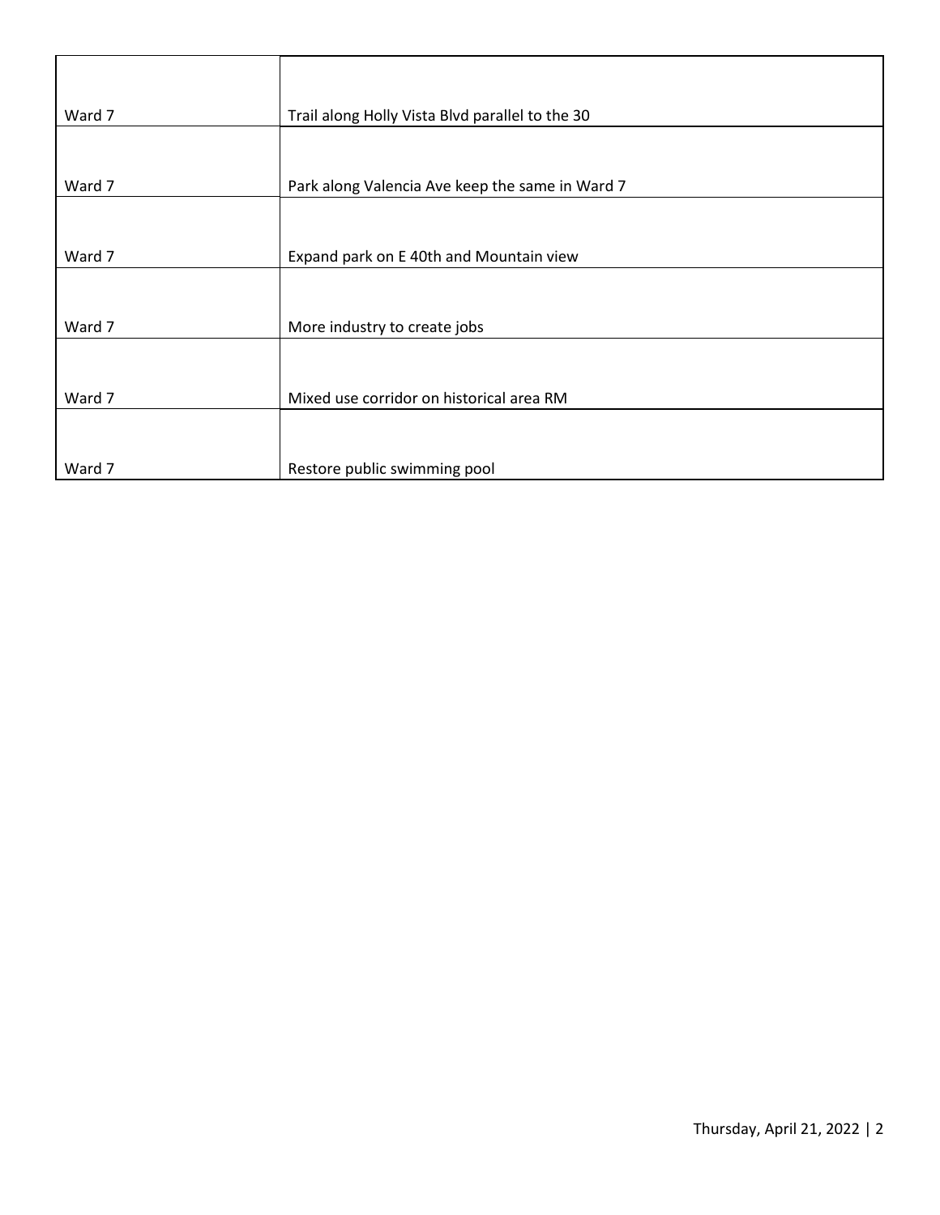| | |
|---|---|
| Ward 7 | Trail along Holly Vista Blvd parallel to the 30 |
| Ward 7 | Park along Valencia Ave keep the same in Ward 7 |
| Ward 7 | Expand park on E 40th and Mountain view |
| Ward 7 | More industry to create jobs |
| Ward 7 | Mixed use corridor on historical area RM |
| Ward 7 | Restore public swimming pool |